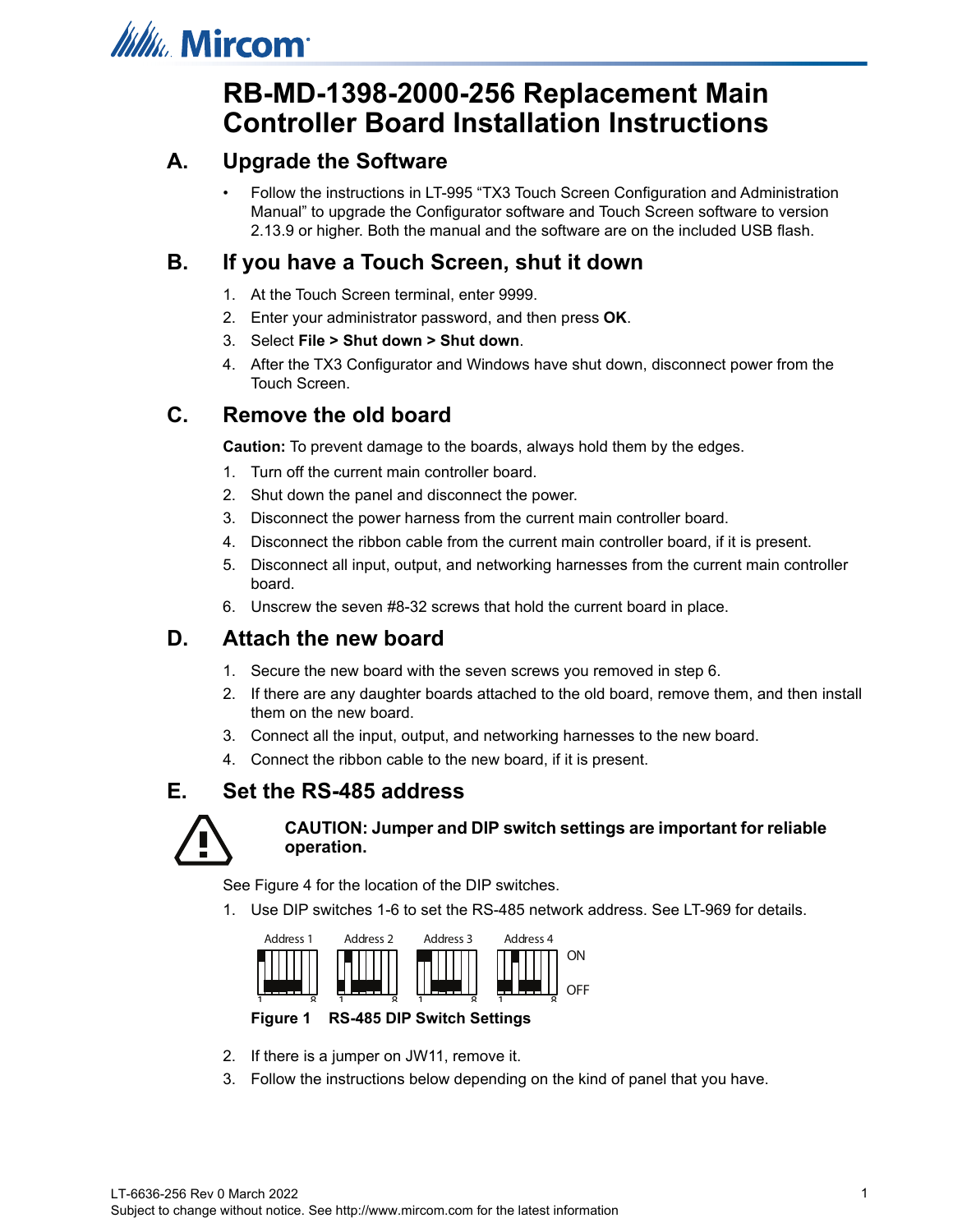# RB-MD-1398-2000-256 Replacement Main Controller Board Installation Instructions

## A. Upgrade the Software

- Follow the instructions in LT-995 “TX3 Touch Screen Configuration and Administration Manual” to upgrade the Configurator software and Touch Screen software to version 2.13.9 or higher. Both the manual and the software are on the included USB flash.

## B. If you have a Touch Screen, shut it down

1. At the Touch Screen terminal, enter 9999.
2. Enter your administrator password, and then press **OK**.
3. Select **File > Shut down > Shut down**.
4. After the TX3 Configurator and Windows have shut down, disconnect power from the Touch Screen.

## C. Remove the old board

**Caution:** To prevent damage to the boards, always hold them by the edges.

1. Turn off the current main controller board.
2. Shut down the panel and disconnect the power.
3. Disconnect the power harness from the current main controller board.
4. Disconnect the ribbon cable from the current main controller board, if it is present.
5. Disconnect all input, output, and networking harnesses from the current main controller board.
6. Unscrew the seven #8-32 screws that hold the current board in place.

## D. Attach the new board

1. Secure the new board with the seven screws you removed in step 6.
2. If there are any daughter boards attached to the old board, remove them, and then install them on the new board.
3. Connect all the input, output, and networking harnesses to the new board.
4. Connect the ribbon cable to the new board, if it is present.

## E. Set the RS-485 address

**CAUTION: Jumper and DIP switch settings are important for reliable operation.**

See Figure 4 for the location of the DIP switches.

1. Use DIP switches 1-6 to set the RS-485 network address. See LT-969 for details.

Address 1 Address 2 Address 3 Address 4

ON

OFF

**Figure 1 RS-485 DIP Switch Settings**

2. If there is a jumper on JW11, remove it.
3. Follow the instructions below depending on the kind of panel that you have.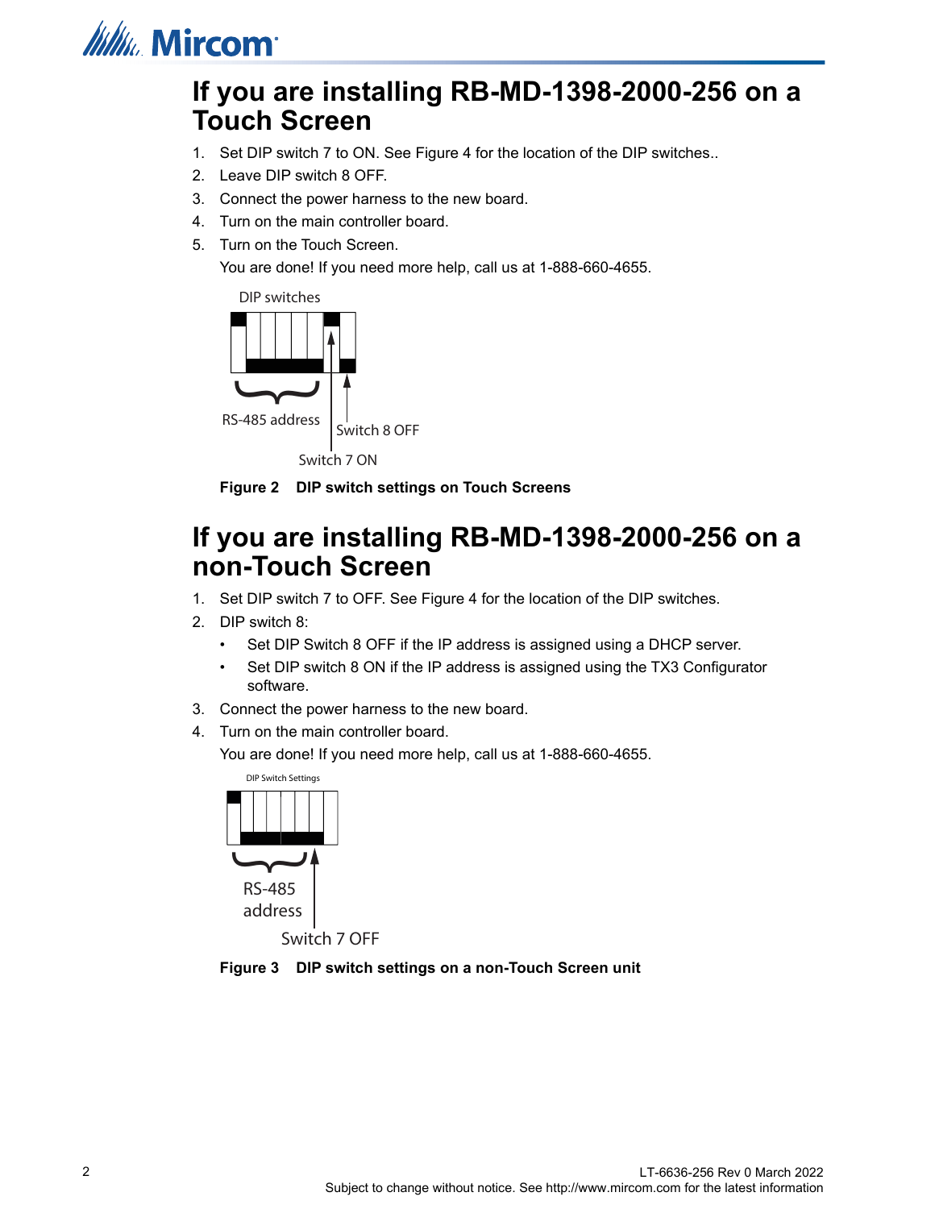# If you are installing RB-MD-1398-2000-256 on a Touch Screen

1. Set DIP switch 7 to ON. See Figure 4 for the location of the DIP switches..
2. Leave DIP switch 8 OFF.
3. Connect the power harness to the new board.
4. Turn on the main controller board.
5. Turn on the Touch Screen.

   You are done! If you need more help, call us at 1-888-660-4655.

DIP switches

RS-485 address

Switch 8 OFF

Switch 7 ON

**Figure 2 DIP switch settings on Touch Screens**

# If you are installing RB-MD-1398-2000-256 on a non-Touch Screen

1. Set DIP switch 7 to OFF. See Figure 4 for the location of the DIP switches.
2. DIP switch 8:
   - Set DIP Switch 8 OFF if the IP address is assigned using a DHCP server.
   - Set DIP switch 8 ON if the IP address is assigned using the TX3 Configurator software.
3. Connect the power harness to the new board.
4. Turn on the main controller board.

   You are done! If you need more help, call us at 1-888-660-4655.

DIP Switch Settings

RS-485 address

Switch 7 OFF

**Figure 3 DIP switch settings on a non-Touch Screen unit**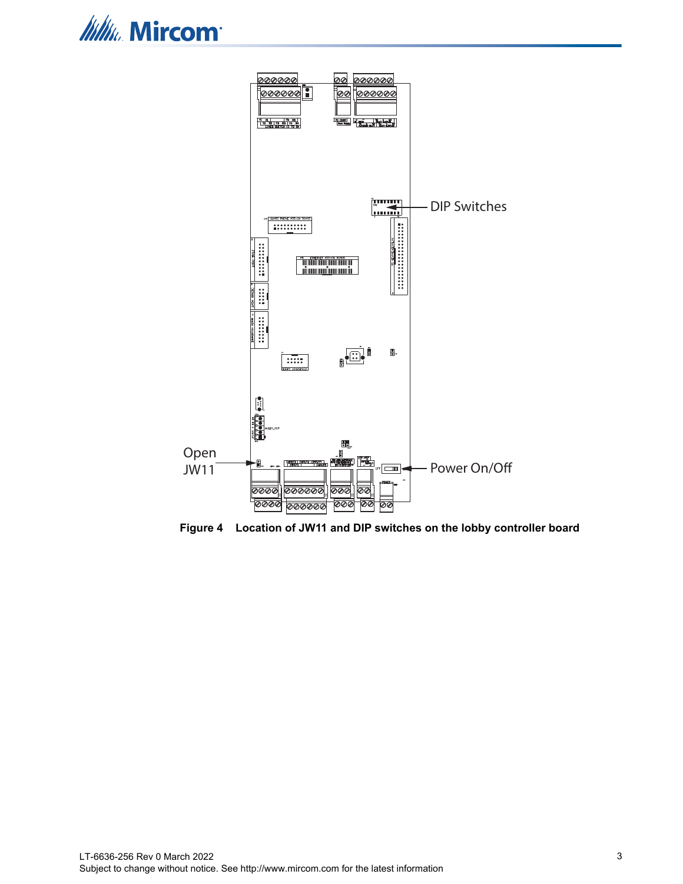DIP Switches

Open
JW11

Power On/Off

**Figure 4 Location of JW11 and DIP switches on the lobby controller board**